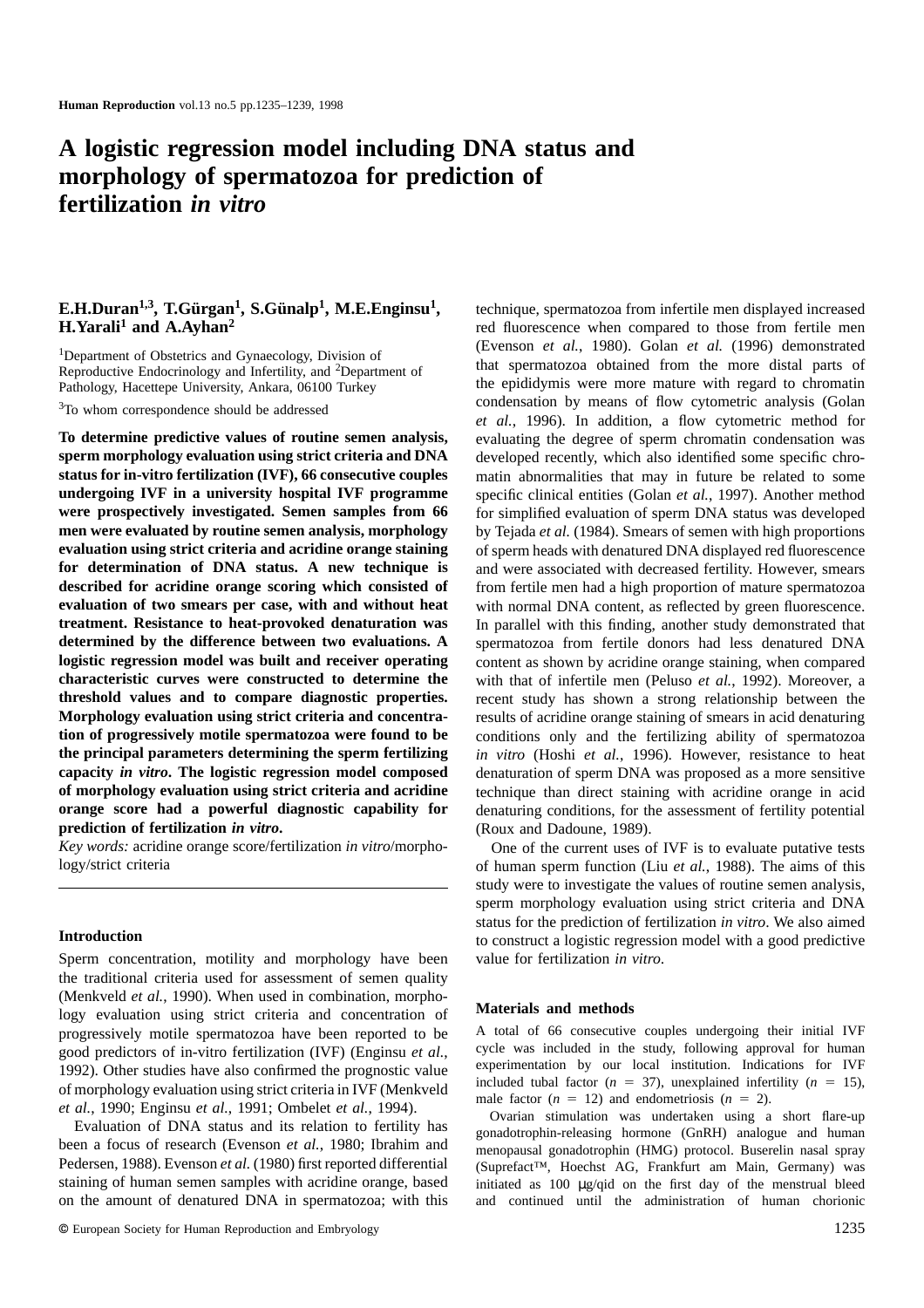# A logistic regression model including DNA status and morphology of spermatozoa for prediction of fertilization *in vitro*

**E.H.Duran[1,3], T.Gürgan[1], S.Günalp[1], M.E.Enginsu[1], H.Yarali[1] and A.Ayhan[2]**

[1]Department of Obstetrics and Gynaecology, Division of Reproductive Endocrinology and Infertility, and [2]Department of Pathology, Hacettepe University, Ankara, 06100 Turkey

[3]To whom correspondence should be addressed

**To determine predictive values of routine semen analysis, sperm morphology evaluation using strict criteria and DNA status for in-vitro fertilization (IVF), 66 consecutive couples undergoing IVF in a university hospital IVF programme were prospectively investigated. Semen samples from 66 men were evaluated by routine semen analysis, morphology evaluation using strict criteria and acridine orange staining for determination of DNA status. A new technique is described for acridine orange scoring which consisted of evaluation of two smears per case, with and without heat treatment. Resistance to heat-provoked denaturation was determined by the difference between two evaluations. A logistic regression model was built and receiver operating characteristic curves were constructed to determine the threshold values and to compare diagnostic properties. Morphology evaluation using strict criteria and concentration of progressively motile spermatozoa were found to be the principal parameters determining the sperm fertilizing capacity *in vitro*. The logistic regression model composed of morphology evaluation using strict criteria and acridine orange score had a powerful diagnostic capability for prediction of fertilization *in vitro*.**

*Key words:* acridine orange score/fertilization *in vitro*/morphology/strict criteria

## Introduction

Sperm concentration, motility and morphology have been the traditional criteria used for assessment of semen quality (Menkveld *et al.*, 1990). When used in combination, morphology evaluation using strict criteria and concentration of progressively motile spermatozoa have been reported to be good predictors of in-vitro fertilization (IVF) (Enginsu *et al.*, 1992). Other studies have also confirmed the prognostic value of morphology evaluation using strict criteria in IVF (Menkveld *et al.*, 1990; Enginsu *et al.*, 1991; Ombelet *et al.*, 1994).

Evaluation of DNA status and its relation to fertility has been a focus of research (Evenson *et al.*, 1980; Ibrahim and Pedersen, 1988). Evenson *et al.* (1980) first reported differential staining of human semen samples with acridine orange, based on the amount of denatured DNA in spermatozoa; with this technique, spermatozoa from infertile men displayed increased red fluorescence when compared to those from fertile men (Evenson *et al.*, 1980). Golan *et al.* (1996) demonstrated that spermatozoa obtained from the more distal parts of the epididymis were more mature with regard to chromatin condensation by means of flow cytometric analysis (Golan *et al.*, 1996). In addition, a flow cytometric method for evaluating the degree of sperm chromatin condensation was developed recently, which also identified some specific chromatin abnormalities that may in future be related to some specific clinical entities (Golan *et al.*, 1997). Another method for simplified evaluation of sperm DNA status was developed by Tejada *et al.* (1984). Smears of semen with high proportions of sperm heads with denatured DNA displayed red fluorescence and were associated with decreased fertility. However, smears from fertile men had a high proportion of mature spermatozoa with normal DNA content, as reflected by green fluorescence. In parallel with this finding, another study demonstrated that spermatozoa from fertile donors had less denatured DNA content as shown by acridine orange staining, when compared with that of infertile men (Peluso *et al.*, 1992). Moreover, a recent study has shown a strong relationship between the results of acridine orange staining of smears in acid denaturing conditions only and the fertilizing ability of spermatozoa *in vitro* (Hoshi *et al.*, 1996). However, resistance to heat denaturation of sperm DNA was proposed as a more sensitive technique than direct staining with acridine orange in acid denaturing conditions, for the assessment of fertility potential (Roux and Dadoune, 1989).

One of the current uses of IVF is to evaluate putative tests of human sperm function (Liu *et al.*, 1988). The aims of this study were to investigate the values of routine semen analysis, sperm morphology evaluation using strict criteria and DNA status for the prediction of fertilization *in vitro*. We also aimed to construct a logistic regression model with a good predictive value for fertilization *in vitro*.

## Materials and methods

A total of 66 consecutive couples undergoing their initial IVF cycle was included in the study, following approval for human experimentation by our local institution. Indications for IVF included tubal factor ($n = 37$), unexplained infertility ($n = 15$), male factor ($n = 12$) and endometriosis ($n = 2$).

Ovarian stimulation was undertaken using a short flare-up gonadotrophin-releasing hormone (GnRH) analogue and human menopausal gonadotrophin (HMG) protocol. Buserelin nasal spray (Suprefact™, Hoechst AG, Frankfurt am Main, Germany) was initiated as 100 μg/qid on the first day of the menstrual bleed and continued until the administration of human chorionic

© European Society for Human Reproduction and Embryology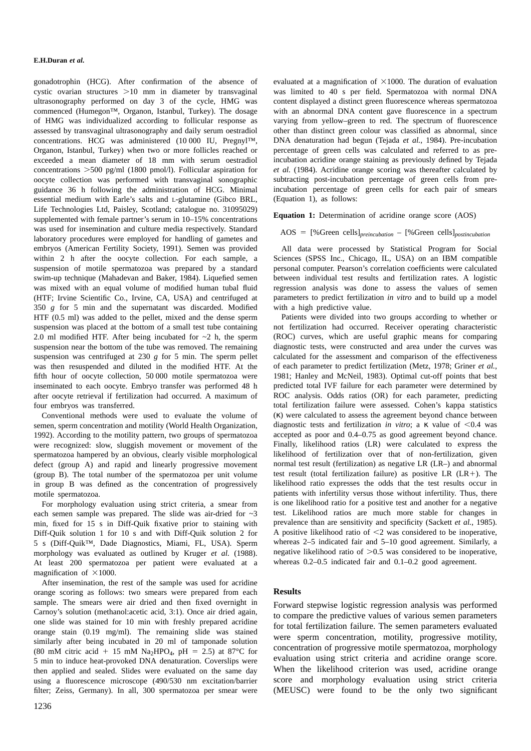gonadotrophin (HCG). After confirmation of the absence of cystic ovarian structures >10 mm in diameter by transvaginal ultrasonography performed on day 3 of the cycle, HMG was commenced (Humegon™, Organon, Istanbul, Turkey). The dosage of HMG was individualized according to follicular response as assessed by transvaginal ultrasonography and daily serum oestradiol concentrations. HCG was administered (10 000 IU, Pregnyl™, Organon, Istanbul, Turkey) when two or more follicles reached or exceeded a mean diameter of 18 mm with serum oestradiol concentrations >500 pg/ml (1800 pmol/l). Follicular aspiration for oocyte collection was performed with transvaginal sonographic guidance 36 h following the administration of HCG. Minimal essential medium with Earle's salts and L-glutamine (Gibco BRL, Life Technologies Ltd, Paisley, Scotland; catalogue no. 31095029) supplemented with female partner's serum in 10–15% concentrations was used for insemination and culture media respectively. Standard laboratory procedures were employed for handling of gametes and embryos (American Fertility Society, 1991). Semen was provided within 2 h after the oocyte collection. For each sample, a suspension of motile spermatozoa was prepared by a standard swim-up technique (Mahadevan and Baker, 1984). Liquefied semen was mixed with an equal volume of modified human tubal fluid (HTF; Irvine Scientific Co., Irvine, CA, USA) and centrifuged at 350 *g* for 5 min and the supernatant was discarded. Modified HTF (0.5 ml) was added to the pellet, mixed and the dense sperm suspension was placed at the bottom of a small test tube containing 2.0 ml modified HTF. After being incubated for ~2 h, the sperm suspension near the bottom of the tube was removed. The remaining suspension was centrifuged at 230 *g* for 5 min. The sperm pellet was then resuspended and diluted in the modified HTF. At the fifth hour of oocyte collection, 50 000 motile spermatozoa were inseminated to each oocyte. Embryo transfer was performed 48 h after oocyte retrieval if fertilization had occurred. A maximum of four embryos was transferred.

Conventional methods were used to evaluate the volume of semen, sperm concentration and motility (World Health Organization, 1992). According to the motility pattern, two groups of spermatozoa were recognized: slow, sluggish movement or movement of the spermatozoa hampered by an obvious, clearly visible morphological defect (group A) and rapid and linearly progressive movement (group B). The total number of the spermatozoa per unit volume in group B was defined as the concentration of progressively motile spermatozoa.

For morphology evaluation using strict criteria, a smear from each semen sample was prepared. The slide was air-dried for ~3 min, fixed for 15 s in Diff-Quik fixative prior to staining with Diff-Quik solution 1 for 10 s and with Diff-Quik solution 2 for 5 s (Diff-Quik™, Dade Diagnostics, Miami, FL, USA). Sperm morphology was evaluated as outlined by Kruger *et al.* (1988). At least 200 spermatozoa per patient were evaluated at a magnification of ×1000.

After insemination, the rest of the sample was used for acridine orange scoring as follows: two smears were prepared from each sample. The smears were air dried and then fixed overnight in Carnoy's solution (methanol:acetic acid, 3:1). Once air dried again, one slide was stained for 10 min with freshly prepared acridine orange stain (0.19 mg/ml). The remaining slide was stained similarly after being incubated in 20 ml of tamponade solution (80 mM citric acid + 15 mM $Na_2HPO_4$, pH = 2.5) at 87°C for 5 min to induce heat-provoked DNA denaturation. Coverslips were then applied and sealed. Slides were evaluated on the same day using a fluorescence microscope (490/530 nm excitation/barrier filter; Zeiss, Germany). In all, 300 spermatozoa per smear were evaluated at a magnification of ×1000. The duration of evaluation was limited to 40 s per field. Spermatozoa with normal DNA content displayed a distinct green fluorescence whereas spermatozoa with an abnormal DNA content gave fluorescence in a spectrum varying from yellow–green to red. The spectrum of fluorescence other than distinct green colour was classified as abnormal, since DNA denaturation had begun (Tejada *et al.*, 1984). Pre-incubation percentage of green cells was calculated and referred to as pre-incubation acridine orange staining as previously defined by Tejada *et al.* (1984). Acridine orange scoring was thereafter calculated by subtracting post-incubation percentage of green cells from pre-incubation percentage of green cells for each pair of smears (Equation 1), as follows:

**Equation 1:** Determination of acridine orange score (AOS)

$$\text{AOS} = [\%\text{Green cells}]_{preincubation} - [\%\text{Green cells}]_{postincubation}$$

All data were processed by Statistical Program for Social Sciences (SPSS Inc., Chicago, IL, USA) on an IBM compatible personal computer. Pearson's correlation coefficients were calculated between individual test results and fertilization rates. A logistic regression analysis was done to assess the values of semen parameters to predict fertilization *in vitro* and to build up a model with a high predictive value.

Patients were divided into two groups according to whether or not fertilization had occurred. Receiver operating characteristic (ROC) curves, which are useful graphic means for comparing diagnostic tests, were constructed and area under the curves was calculated for the assessment and comparison of the effectiveness of each parameter to predict fertilization (Metz, 1978; Griner *et al.*, 1981; Hanley and McNeil, 1983). Optimal cut-off points that best predicted total IVF failure for each parameter were determined by ROC analysis. Odds ratios (OR) for each parameter, predicting total fertilization failure were assessed. Cohen's kappa statistics ($\kappa$) were calculated to assess the agreement beyond chance between diagnostic tests and fertilization *in vitro*; a $\kappa$ value of <0.4 was accepted as poor and 0.4–0.75 as good agreement beyond chance. Finally, likelihood ratios (LR) were calculated to express the likelihood of fertilization over that of non-fertilization, given normal test result (fertilization) as negative LR (LR–) and abnormal test result (total fertilization failure) as positive LR (LR+). The likelihood ratio expresses the odds that the test results occur in patients with infertility versus those without infertility. Thus, there is one likelihood ratio for a positive test and another for a negative test. Likelihood ratios are much more stable for changes in prevalence than are sensitivity and specificity (Sackett *et al.*, 1985). A positive likelihood ratio of <2 was considered to be inoperative, whereas 2–5 indicated fair and 5–10 good agreement. Similarly, a negative likelihood ratio of >0.5 was considered to be inoperative, whereas 0.2–0.5 indicated fair and 0.1–0.2 good agreement.

## Results

Forward stepwise logistic regression analysis was performed to compare the predictive values of various semen parameters for total fertilization failure. The semen parameters evaluated were sperm concentration, motility, progressive motility, concentration of progressive motile spermatozoa, morphology evaluation using strict criteria and acridine orange score. When the likelihood criterion was used, acridine orange score and morphology evaluation using strict criteria (MEUSC) were found to be the only two significant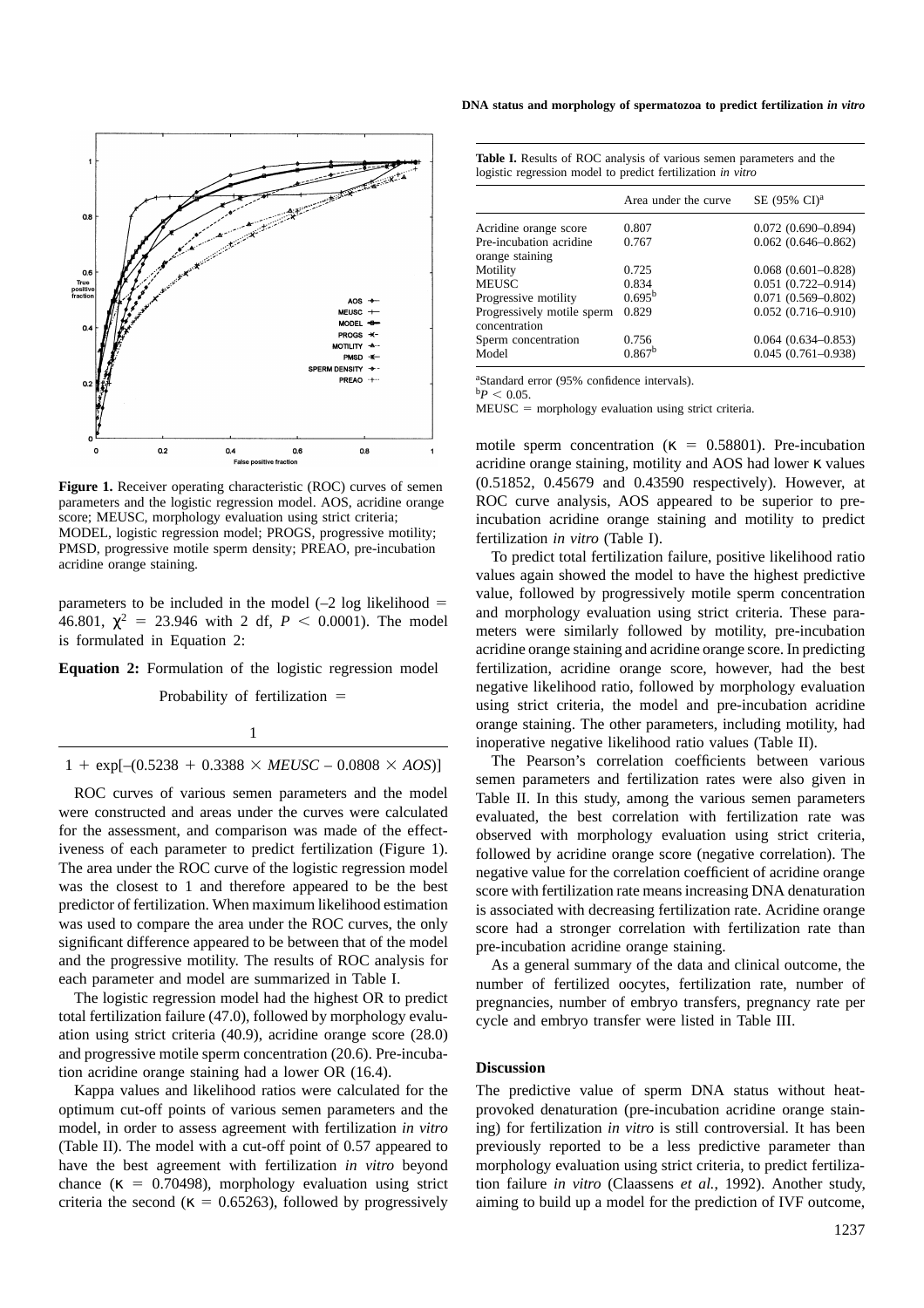Figure 1. Receiver operating characteristic (ROC) curves of semen parameters and the logistic regression model. AOS, acridine orange score; MEUSC, morphology evaluation using strict criteria; MODEL, logistic regression model; PROGS, progressive motility; PMSD, progressive motile sperm density; PREAO, pre-incubation acridine orange staining.

parameters to be included in the model (–2 log likelihood = 46.801, $\chi^2$ = 23.946 with 2 df, $P < 0.0001$). The model is formulated in Equation 2:

**Equation 2:** Formulation of the logistic regression model

$$\text{Probability of fertilization} = \frac{1}{1 + \exp[-(0.5238 + 0.3388 \times MEUSC - 0.0808 \times AOS)]}$$

ROC curves of various semen parameters and the model were constructed and areas under the curves were calculated for the assessment, and comparison was made of the effectiveness of each parameter to predict fertilization (Figure 1). The area under the ROC curve of the logistic regression model was the closest to 1 and therefore appeared to be the best predictor of fertilization. When maximum likelihood estimation was used to compare the area under the ROC curves, the only significant difference appeared to be between that of the model and the progressive motility. The results of ROC analysis for each parameter and model are summarized in Table I.

The logistic regression model had the highest OR to predict total fertilization failure (47.0), followed by morphology evaluation using strict criteria (40.9), acridine orange score (28.0) and progressive motile sperm concentration (20.6). Pre-incubation acridine orange staining had a lower OR (16.4).

Kappa values and likelihood ratios were calculated for the optimum cut-off points of various semen parameters and the model, in order to assess agreement with fertilization *in vitro* (Table II). The model with a cut-off point of 0.57 appeared to have the best agreement with fertilization *in vitro* beyond chance ($\kappa$ = 0.70498), morphology evaluation using strict criteria the second ($\kappa$ = 0.65263), followed by progressively motile sperm concentration ($\kappa$ = 0.58801). Pre-incubation acridine orange staining, motility and AOS had lower $\kappa$ values (0.51852, 0.45679 and 0.43590 respectively). However, at ROC curve analysis, AOS appeared to be superior to pre-incubation acridine orange staining and motility to predict fertilization *in vitro* (Table I).

**Table I.** Results of ROC analysis of various semen parameters and the logistic regression model to predict fertilization *in vitro*

| | Area under the curve | SE (95% CI)[a] |
|---|---|---|
| Acridine orange score | 0.807 | 0.072 (0.690–0.894) |
| Pre-incubation acridine orange staining | 0.767 | 0.062 (0.646–0.862) |
| Motility | 0.725 | 0.068 (0.601–0.828) |
| MEUSC | 0.834 | 0.051 (0.722–0.914) |
| Progressive motility | 0.695[b] | 0.071 (0.569–0.802) |
| Progressively motile sperm concentration | 0.829 | 0.052 (0.716–0.910) |
| Sperm concentration | 0.756 | 0.064 (0.634–0.853) |
| Model | 0.867[b] | 0.045 (0.761–0.938) |

[a]Standard error (95% confidence intervals).
[b]$P < 0.05$.
MEUSC = morphology evaluation using strict criteria.

To predict total fertilization failure, positive likelihood ratio values again showed the model to have the highest predictive value, followed by progressively motile sperm concentration and morphology evaluation using strict criteria. These parameters were similarly followed by motility, pre-incubation acridine orange staining and acridine orange score. In predicting fertilization, acridine orange score, however, had the best negative likelihood ratio, followed by morphology evaluation using strict criteria, the model and pre-incubation acridine orange staining. The other parameters, including motility, had inoperative negative likelihood ratio values (Table II).

The Pearson's correlation coefficients between various semen parameters and fertilization rates were also given in Table II. In this study, among the various semen parameters evaluated, the best correlation with fertilization rate was observed with morphology evaluation using strict criteria, followed by acridine orange score (negative correlation). The negative value for the correlation coefficient of acridine orange score with fertilization rate means increasing DNA denaturation is associated with decreasing fertilization rate. Acridine orange score had a stronger correlation with fertilization rate than pre-incubation acridine orange staining.

As a general summary of the data and clinical outcome, the number of fertilized oocytes, fertilization rate, number of pregnancies, number of embryo transfers, pregnancy rate per cycle and embryo transfer were listed in Table III.

## Discussion

The predictive value of sperm DNA status without heat-provoked denaturation (pre-incubation acridine orange staining) for fertilization *in vitro* is still controversial. It has been previously reported to be a less predictive parameter than morphology evaluation using strict criteria, to predict fertilization failure *in vitro* (Claassens *et al.*, 1992). Another study, aiming to build up a model for the prediction of IVF outcome,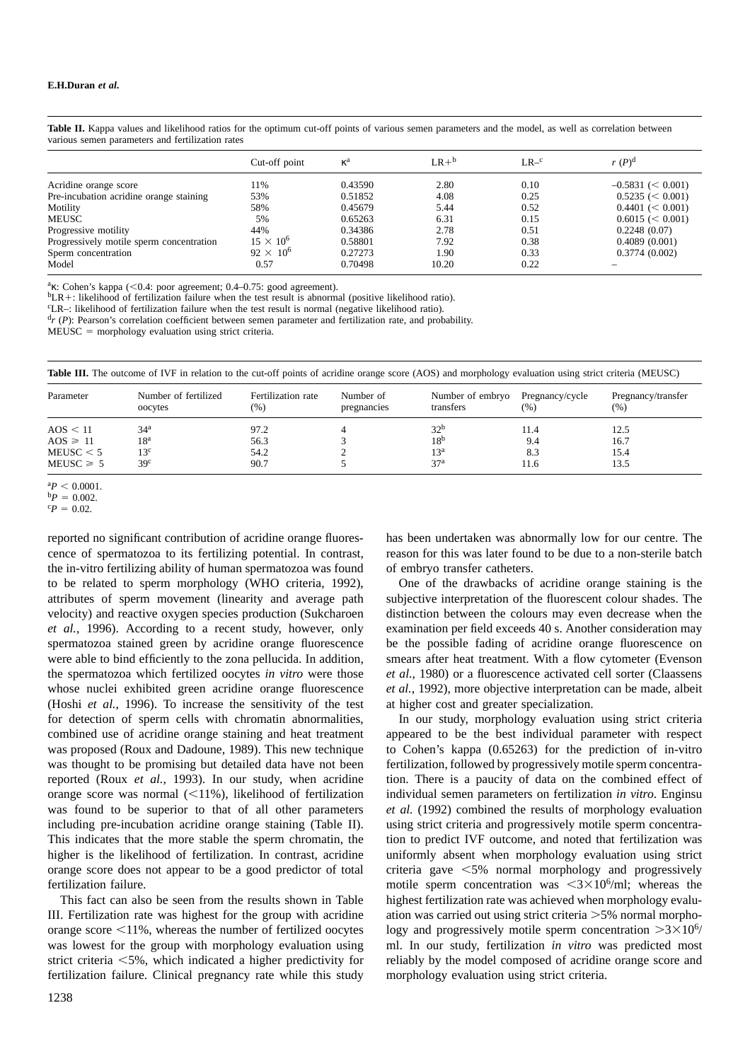**Table II.** Kappa values and likelihood ratios for the optimum cut-off points of various semen parameters and the model, as well as correlation between various semen parameters and fertilization rates

| | Cut-off point | κ[a] | LR+[b] | LR–[c] | $r$ ($P$)[d] |
|---|---|---|---|---|---|
| Acridine orange score | 11% | 0.43590 | 2.80 | 0.10 | –0.5831 (< 0.001) |
| Pre-incubation acridine orange staining | 53% | 0.51852 | 4.08 | 0.25 | 0.5235 (< 0.001) |
| Motility | 58% | 0.45679 | 5.44 | 0.52 | 0.4401 (< 0.001) |
| MEUSC | 5% | 0.65263 | 6.31 | 0.15 | 0.6015 (< 0.001) |
| Progressive motility | 44% | 0.34386 | 2.78 | 0.51 | 0.2248 (0.07) |
| Progressively motile sperm concentration | $15 \times 10^6$ | 0.58801 | 7.92 | 0.38 | 0.4089 (0.001) |
| Sperm concentration | $92 \times 10^6$ | 0.27273 | 1.90 | 0.33 | 0.3774 (0.002) |
| Model | 0.57 | 0.70498 | 10.20 | 0.22 | – |

[a]κ: Cohen's kappa (<0.4: poor agreement; 0.4–0.75: good agreement).
[b]LR+: likelihood of fertilization failure when the test result is abnormal (positive likelihood ratio).
[c]LR–: likelihood of fertilization failure when the test result is normal (negative likelihood ratio).
[d]$r$ ($P$): Pearson's correlation coefficient between semen parameter and fertilization rate, and probability.
MEUSC = morphology evaluation using strict criteria.

**Table III.** The outcome of IVF in relation to the cut-off points of acridine orange score (AOS) and morphology evaluation using strict criteria (MEUSC)

| Parameter | Number of fertilized oocytes | Fertilization rate (%) | Number of pregnancies | Number of embryo transfers | Pregnancy/cycle (%) | Pregnancy/transfer (%) |
|---|---|---|---|---|---|---|
| AOS < 11 | 34[a] | 97.2 | 4 | 32[b] | 11.4 | 12.5 |
| AOS ⩾ 11 | 18[a] | 56.3 | 3 | 18[b] | 9.4 | 16.7 |
| MEUSC < 5 | 13[c] | 54.2 | 2 | 13[a] | 8.3 | 15.4 |
| MEUSC ⩾ 5 | 39[c] | 90.7 | 5 | 37[a] | 11.6 | 13.5 |

[a]$P < 0.0001$.
[b]$P = 0.002$.
[c]$P = 0.02$.

reported no significant contribution of acridine orange fluorescence of spermatozoa to its fertilizing potential. In contrast, the in-vitro fertilizing ability of human spermatozoa was found to be related to sperm morphology (WHO criteria, 1992), attributes of sperm movement (linearity and average path velocity) and reactive oxygen species production (Sukcharoen *et al.*, 1996). According to a recent study, however, only spermatozoa stained green by acridine orange fluorescence were able to bind efficiently to the zona pellucida. In addition, the spermatozoa which fertilized oocytes *in vitro* were those whose nuclei exhibited green acridine orange fluorescence (Hoshi *et al.*, 1996). To increase the sensitivity of the test for detection of sperm cells with chromatin abnormalities, combined use of acridine orange staining and heat treatment was proposed (Roux and Dadoune, 1989). This new technique was thought to be promising but detailed data have not been reported (Roux *et al.*, 1993). In our study, when acridine orange score was normal (<11%), likelihood of fertilization was found to be superior to that of all other parameters including pre-incubation acridine orange staining (Table II). This indicates that the more stable the sperm chromatin, the higher is the likelihood of fertilization. In contrast, acridine orange score does not appear to be a good predictor of total fertilization failure.

This fact can also be seen from the results shown in Table III. Fertilization rate was highest for the group with acridine orange score <11%, whereas the number of fertilized oocytes was lowest for the group with morphology evaluation using strict criteria <5%, which indicated a higher predictivity for fertilization failure. Clinical pregnancy rate while this study has been undertaken was abnormally low for our centre. The reason for this was later found to be due to a non-sterile batch of embryo transfer catheters.

One of the drawbacks of acridine orange staining is the subjective interpretation of the fluorescent colour shades. The distinction between the colours may even decrease when the examination per field exceeds 40 s. Another consideration may be the possible fading of acridine orange fluorescence on smears after heat treatment. With a flow cytometer (Evenson *et al.*, 1980) or a fluorescence activated cell sorter (Claassens *et al.*, 1992), more objective interpretation can be made, albeit at higher cost and greater specialization.

In our study, morphology evaluation using strict criteria appeared to be the best individual parameter with respect to Cohen's kappa (0.65263) for the prediction of in-vitro fertilization, followed by progressively motile sperm concentration. There is a paucity of data on the combined effect of individual semen parameters on fertilization *in vitro*. Enginsu *et al.* (1992) combined the results of morphology evaluation using strict criteria and progressively motile sperm concentration to predict IVF outcome, and noted that fertilization was uniformly absent when morphology evaluation using strict criteria gave <5% normal morphology and progressively motile sperm concentration was $<3\times10^6$/ml; whereas the highest fertilization rate was achieved when morphology evaluation was carried out using strict criteria >5% normal morphology and progressively motile sperm concentration $>3\times10^6$/ml. In our study, fertilization *in vitro* was predicted most reliably by the model composed of acridine orange score and morphology evaluation using strict criteria.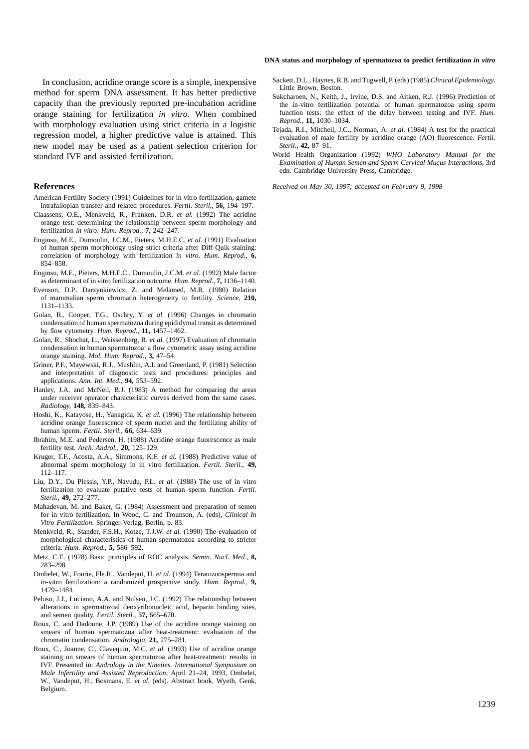In conclusion, acridine orange score is a simple, inexpensive method for sperm DNA assessment. It has better predictive capacity than the previously reported pre-incubation acridine orange staining for fertilization *in vitro*. When combined with morphology evaluation using strict criteria in a logistic regression model, a higher predictive value is attained. This new model may be used as a patient selection criterion for standard IVF and assisted fertilization.

## References

American Fertility Society (1991) Guidelines for in vitro fertilization, gamete intrafallopian transfer and related procedures. *Fertil. Steril.*, **56,** 194–197.

Claassens, O.E., Menkveld, R., Franken, D.R. *et al.* (1992) The acridine orange test: determining the relationship between sperm morphology and fertilization *in vitro*. *Hum. Reprod.*, **7,** 242–247.

Enginsu, M.E., Dumoulin, J.C.M., Pieters, M.H.E.C. *et al.* (1991) Evaluation of human sperm morphology using strict criteria after Diff-Quik staining: correlation of morphology with fertilization *in vitro*. *Hum. Reprod.*, **6,** 854–858.

Enginsu, M.E., Pieters, M.H.E.C., Dumoulin, J.C.M. *et al.* (1992) Male factor as determinant of in vitro fertilization outcome. *Hum. Reprod.*, **7,** 1136–1140.

Evenson, D.P., Darzynkiewicz, Z. and Melamed, M.R. (1980) Relation of mammalian sperm chromatin heterogeneity to fertility. *Science*, **210,** 1131–1133.

Golan, R., Cooper, T.G., Oschry, Y. *et al.* (1996) Changes in chromatin condensation of human spermatozoa during epididymal transit as determined by flow cytometry. *Hum. Reprod.*, **11,** 1457–1462.

Golan, R., Shochat, L., Weissenberg, R. *et al.* (1997) Evaluation of chromatin condensation in human spermatozoa: a flow cytometric assay using acridine orange staining. *Mol. Hum. Reprod.*, **3,** 47–54.

Griner, P.F., Mayewski, R.J., Mushlin, A.I. and Greenland, P. (1981) Selection and interpretation of diagnostic tests and procedures: principles and applications. *Ann. Int. Med.*, **94,** 553–592.

Hanley, J.A. and McNeil, B.J. (1983) A method for comparing the areas under receiver operator characteristic curves derived from the same cases. *Radiology*, **148,** 839–843.

Hoshi, K., Katayose, H., Yanagida, K. *et al.* (1996) The relationship between acridine orange fluorescence of sperm nuclei and the fertilizing ability of human sperm. *Fertil. Steril.*, **66,** 634–639.

Ibrahim, M.E. and Pedersen, H. (1988) Acridine orange fluorescence as male fertility test. *Arch. Androl.*, **20,** 125–129.

Kruger, T.F., Acosta, A.A., Simmons, K.F. *et al.* (1988) Predictive value of abnormal sperm morphology in in vitro fertilization. *Fertil. Steril.*, **49,** 112–117.

Liu, D.Y., Du Plessis, Y.P., Nayudu, P.L. *et al.* (1988) The use of in vitro fertilization to evaluate putative tests of human sperm function. *Fertil. Steril.*, **49,** 272–277.

Mahadevan, M. and Baker, G. (1984) Assessment and preparation of semen for in vitro fertilization. In Wood, C. and Trounson, A. (eds), *Clinical In Vitro Fertilization*. Springer-Verlag, Berlin, p. 83.

Menkveld, R., Stander, F.S.H., Kotze, T.J.W. *et al.* (1990) The evaluation of morphological characteristics of human spermatozoa according to stricter criteria. *Hum. Reprod.*, **5,** 586–592.

Metz, C.E. (1978) Basic principles of ROC analysis. *Semin. Nucl. Med.*, **8,** 283–298.

Ombelet, W., Fourie, Fle.R., Vandeput, H. *et al.* (1994) Teratozoospermia and in-vitro fertilization: a randomized prospective study. *Hum. Reprod.*, **9,** 1479–1484.

Peluso, J.J., Luciano, A.A. and Nulsen, J.C. (1992) The relationship between alterations in spermatozoal deoxyribonucleic acid, heparin binding sites, and semen quality. *Fertil. Steril.*, **57,** 665–670.

Roux, C. and Dadoune, J.P. (1989) Use of the acridine orange staining on smears of human spermatozoa after heat-treatment: evaluation of the chromatin condensation. *Andrologia*, **21,** 275–281.

Roux, C., Joanne, C., Clavequin, M.C. *et al.* (1993) Use of acridine orange staining on smears of human spermatozoa after heat-treatment: results in IVF. Presented in: *Andrology in the Nineties. International Symposium on Male Infertility and Assisted Reproduction*, April 21–24, 1993, Ombelet, W., Vandeput, H., Bosmans, E. *et al.* (eds). Abstract book, Wyeth, Genk, Belgium.

Sackett, D.L., Haynes, R.B. and Tugwell, P. (eds) (1985) *Clinical Epidemiology.* Little Brown, Boston.

Sukcharoen, N., Keith, J., Irvine, D.S. and Aitken, R.J. (1996) Prediction of the in-vitro fertilization potential of human spermatozoa using sperm function tests: the effect of the delay between testing and IVF. *Hum. Reprod.*, **11,** 1030–1034.

Tejada, R.I., Mitchell, J.C., Norman, A. *et al.* (1984) A test for the practical evaluation of male fertility by acridine orange (AO) fluorescence. *Fertil. Steril.*, **42,** 87–91.

World Health Organization (1992) *WHO Laboratory Manual for the Examination of Human Semen and Sperm Cervical Mucus Interactions*, 3rd edn. Cambridge University Press, Cambridge.

*Received on May 30, 1997; accepted on February 9, 1998*